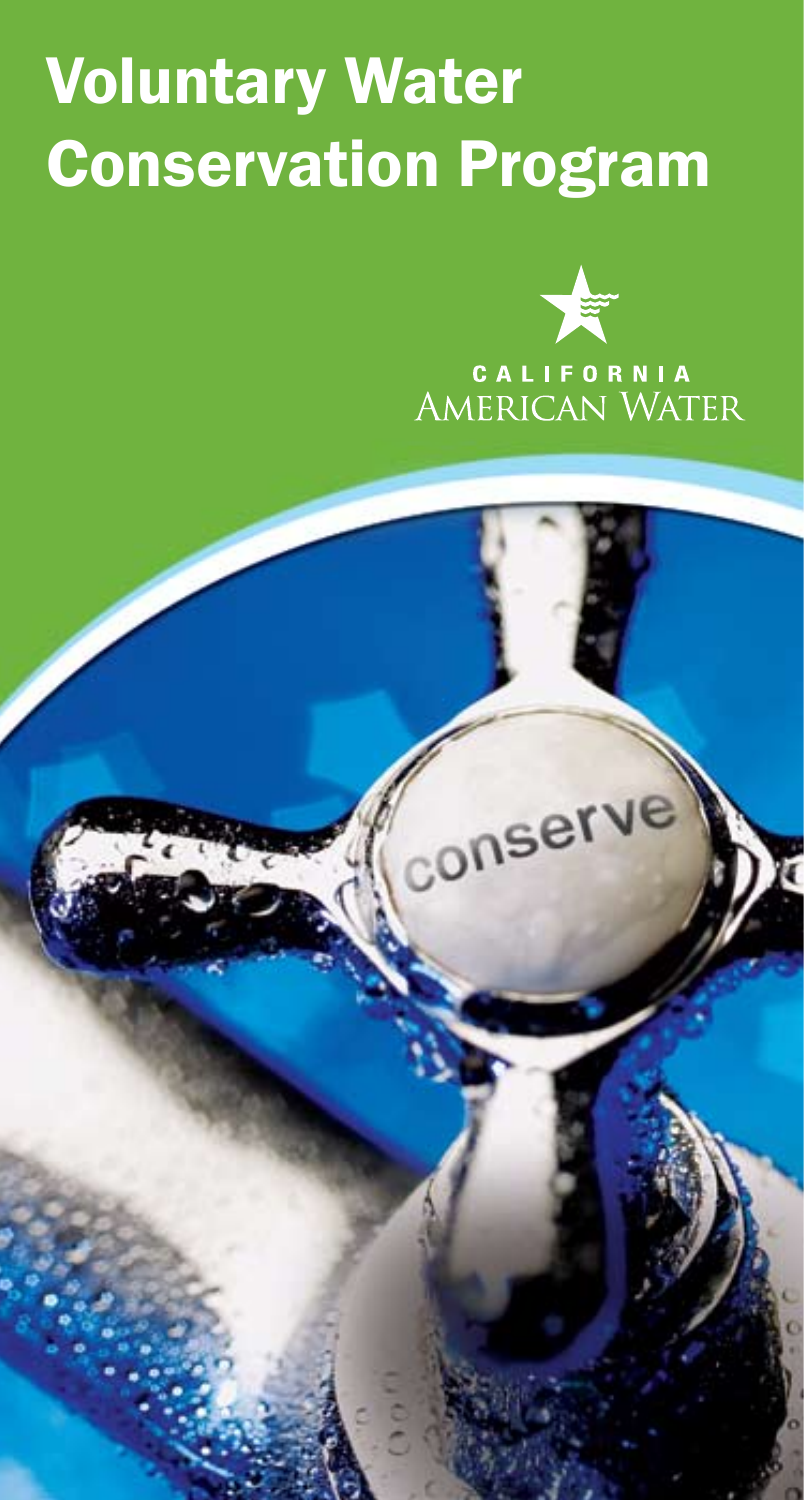# Voluntary Water Conservation Program

CALIFORNIA
AMERICAN WATER

conserve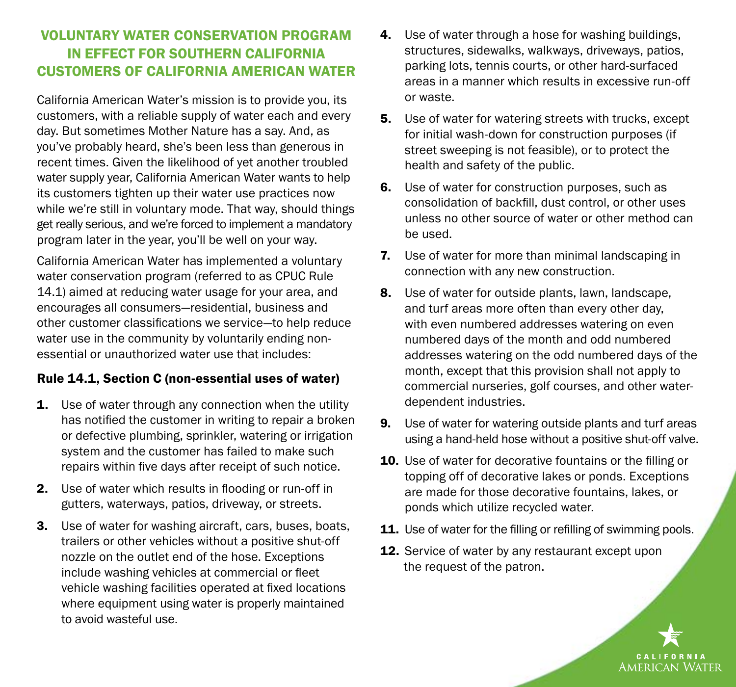## VOLUNTARY WATER CONSERVATION PROGRAM IN EFFECT FOR SOUTHERN CALIFORNIA CUSTOMERS OF CALIFORNIA AMERICAN WATER

California American Water's mission is to provide you, its customers, with a reliable supply of water each and every day. But sometimes Mother Nature has a say. And, as you've probably heard, she's been less than generous in recent times. Given the likelihood of yet another troubled water supply year, California American Water wants to help its customers tighten up their water use practices now while we're still in voluntary mode. That way, should things get really serious, and we're forced to implement a mandatory program later in the year, you'll be well on your way.

California American Water has implemented a voluntary water conservation program (referred to as CPUC Rule 14.1) aimed at reducing water usage for your area, and encourages all consumers—residential, business and other customer classifications we service—to help reduce water use in the community by voluntarily ending non-essential or unauthorized water use that includes:

### Rule 14.1, Section C (non-essential uses of water)

1. Use of water through any connection when the utility has notified the customer in writing to repair a broken or defective plumbing, sprinkler, watering or irrigation system and the customer has failed to make such repairs within five days after receipt of such notice.
2. Use of water which results in flooding or run-off in gutters, waterways, patios, driveway, or streets.
3. Use of water for washing aircraft, cars, buses, boats, trailers or other vehicles without a positive shut-off nozzle on the outlet end of the hose. Exceptions include washing vehicles at commercial or fleet vehicle washing facilities operated at fixed locations where equipment using water is properly maintained to avoid wasteful use.
4. Use of water through a hose for washing buildings, structures, sidewalks, walkways, driveways, patios, parking lots, tennis courts, or other hard-surfaced areas in a manner which results in excessive run-off or waste.
5. Use of water for watering streets with trucks, except for initial wash-down for construction purposes (if street sweeping is not feasible), or to protect the health and safety of the public.
6. Use of water for construction purposes, such as consolidation of backfill, dust control, or other uses unless no other source of water or other method can be used.
7. Use of water for more than minimal landscaping in connection with any new construction.
8. Use of water for outside plants, lawn, landscape, and turf areas more often than every other day, with even numbered addresses watering on even numbered days of the month and odd numbered addresses watering on the odd numbered days of the month, except that this provision shall not apply to commercial nurseries, golf courses, and other water-dependent industries.
9. Use of water for watering outside plants and turf areas using a hand-held hose without a positive shut-off valve.
10. Use of water for decorative fountains or the filling or topping off of decorative lakes or ponds. Exceptions are made for those decorative fountains, lakes, or ponds which utilize recycled water.
11. Use of water for the filling or refilling of swimming pools.
12. Service of water by any restaurant except upon the request of the patron.

CALIFORNIA AMERICAN WATER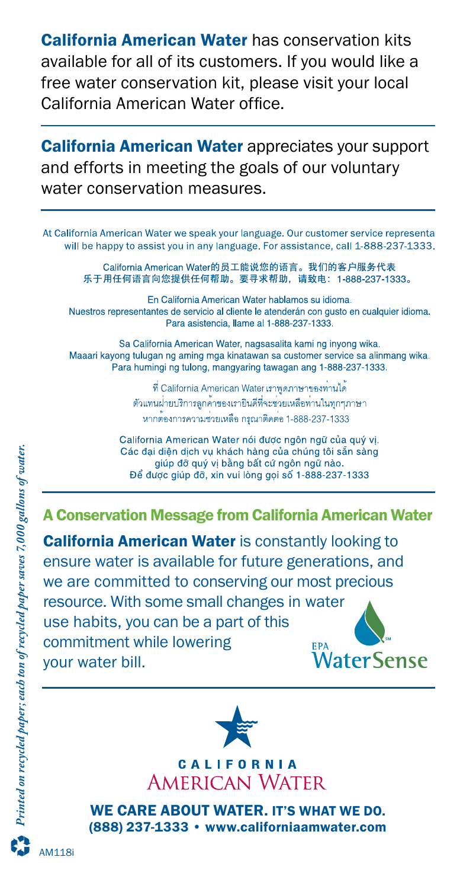**California American Water** has conservation kits available for all of its customers. If you would like a free water conservation kit, please visit your local California American Water office.

**California American Water** appreciates your support and efforts in meeting the goals of our voluntary water conservation measures.

At California American Water we speak your language. Our customer service representa will be happy to assist you in any language. For assistance, call 1-888-237-1333.

California American Water的员工能说您的语言。我们的客户服务代表乐于用任何语言向您提供任何帮助。要寻求帮助，请致电：1-888-237-1333。

En California American Water hablamos su idioma. Nuestros representantes de servicio al cliente le atenderán con gusto en cualquier idioma. Para asistencia, llame al 1-888-237-1333.

Sa California American Water, nagsasalita kami ng inyong wika. Maaari kayong tulugan ng aming mga kinatawan sa customer service sa alinmang wika. Para humingi ng tulong, mangyaring tawagan ang 1-888-237-1333.

ที่ California American Water เราพูดภาษาของท่านได้ ตัวแทนฝ่ายบริการลูกค้าของเรายินดีที่จะช่วยเหลือท่านในทุกๆภาษา หากต้องการความช่วยเหลือ กรุณาติดต่อ 1-888-237-1333

California American Water nói được ngôn ngữ của quý vị. Các đại diện dịch vụ khách hàng của chúng tôi sẵn sàng giúp đỡ quý vị bằng bất cứ ngôn ngữ nào. Để được giúp đỡ, xin vui lòng gọi số 1-888-237-1333

## A Conservation Message from California American Water

**California American Water** is constantly looking to ensure water is available for future generations, and we are committed to conserving our most precious resource. With some small changes in water use habits, you can be a part of this commitment while lowering your water bill.

EPA WaterSense

CALIFORNIA AMERICAN WATER

**WE CARE ABOUT WATER. IT'S WHAT WE DO.**
**(888) 237-1333 • www.californiaamwater.com**

*Printed on recycled paper; each ton of recycled paper saves 7,000 gallons of water.*

AM118i